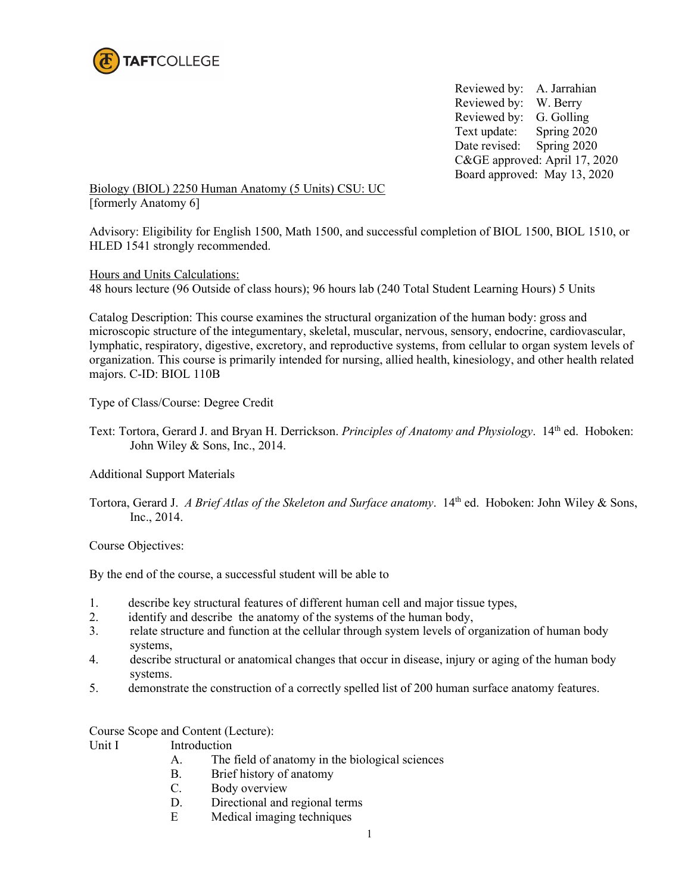TAFTCOLLEGE

Reviewed by: A. Jarrahian
Reviewed by: W. Berry
Reviewed by: G. Golling
Text update: Spring 2020
Date revised: Spring 2020
C&GE approved: April 17, 2020
Board approved: May 13, 2020

Biology (BIOL) 2250 Human Anatomy (5 Units) CSU: UC
[formerly Anatomy 6]

Advisory: Eligibility for English 1500, Math 1500, and successful completion of BIOL 1500, BIOL 1510, or HLED 1541 strongly recommended.

Hours and Units Calculations:
48 hours lecture (96 Outside of class hours); 96 hours lab (240 Total Student Learning Hours) 5 Units

Catalog Description: This course examines the structural organization of the human body: gross and microscopic structure of the integumentary, skeletal, muscular, nervous, sensory, endocrine, cardiovascular, lymphatic, respiratory, digestive, excretory, and reproductive systems, from cellular to organ system levels of organization. This course is primarily intended for nursing, allied health, kinesiology, and other health related majors. C-ID: BIOL 110B

Type of Class/Course: Degree Credit

Text: Tortora, Gerard J. and Bryan H. Derrickson. *Principles of Anatomy and Physiology*. 14th ed. Hoboken: John Wiley & Sons, Inc., 2014.

Additional Support Materials

Tortora, Gerard J. *A Brief Atlas of the Skeleton and Surface anatomy*. 14th ed. Hoboken: John Wiley & Sons, Inc., 2014.

Course Objectives:

By the end of the course, a successful student will be able to

1. describe key structural features of different human cell and major tissue types,
2. identify and describe the anatomy of the systems of the human body,
3. relate structure and function at the cellular through system levels of organization of human body systems,
4. describe structural or anatomical changes that occur in disease, injury or aging of the human body systems.
5. demonstrate the construction of a correctly spelled list of 200 human surface anatomy features.

Course Scope and Content (Lecture):

Unit I Introduction
- A. The field of anatomy in the biological sciences
- B. Brief history of anatomy
- C. Body overview
- D. Directional and regional terms
- E Medical imaging techniques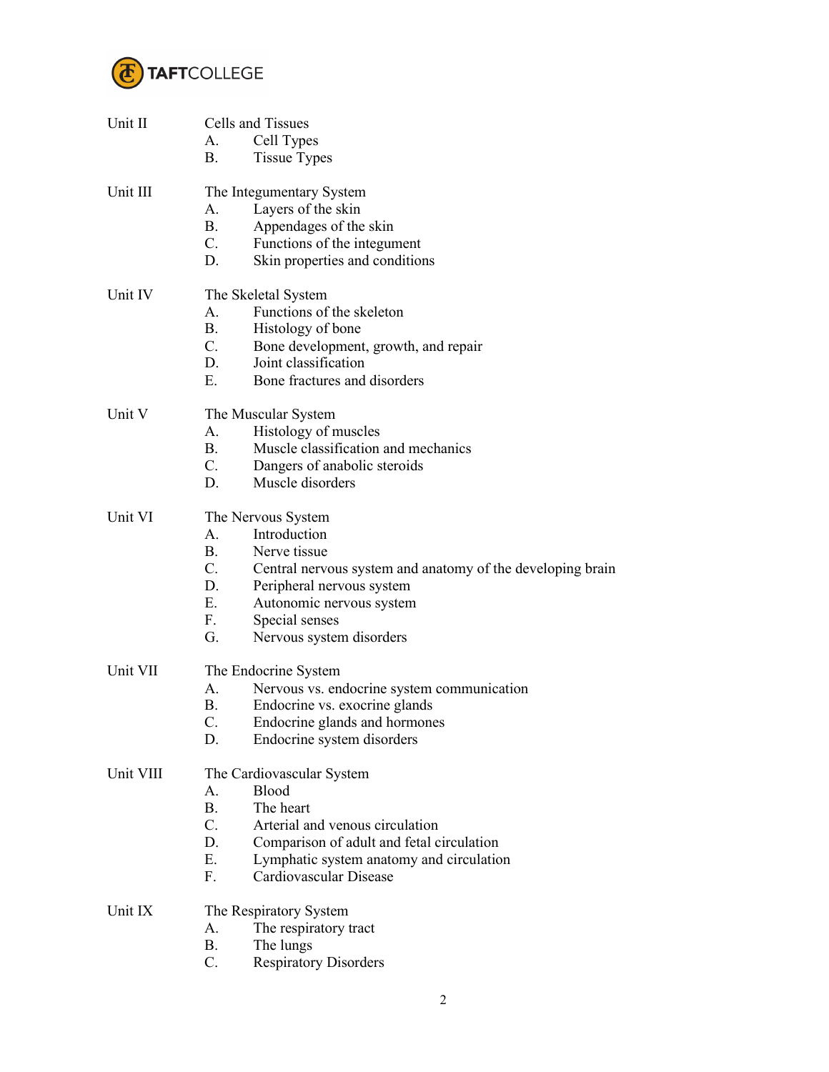Unit II Cells and Tissues
- A. Cell Types
- B. Tissue Types

Unit III The Integumentary System
- A. Layers of the skin
- B. Appendages of the skin
- C. Functions of the integument
- D. Skin properties and conditions

Unit IV The Skeletal System
- A. Functions of the skeleton
- B. Histology of bone
- C. Bone development, growth, and repair
- D. Joint classification
- E. Bone fractures and disorders

Unit V The Muscular System
- A. Histology of muscles
- B. Muscle classification and mechanics
- C. Dangers of anabolic steroids
- D. Muscle disorders

Unit VI The Nervous System
- A. Introduction
- B. Nerve tissue
- C. Central nervous system and anatomy of the developing brain
- D. Peripheral nervous system
- E. Autonomic nervous system
- F. Special senses
- G. Nervous system disorders

Unit VII The Endocrine System
- A. Nervous vs. endocrine system communication
- B. Endocrine vs. exocrine glands
- C. Endocrine glands and hormones
- D. Endocrine system disorders

Unit VIII The Cardiovascular System
- A. Blood
- B. The heart
- C. Arterial and venous circulation
- D. Comparison of adult and fetal circulation
- E. Lymphatic system anatomy and circulation
- F. Cardiovascular Disease

Unit IX The Respiratory System
- A. The respiratory tract
- B. The lungs
- C. Respiratory Disorders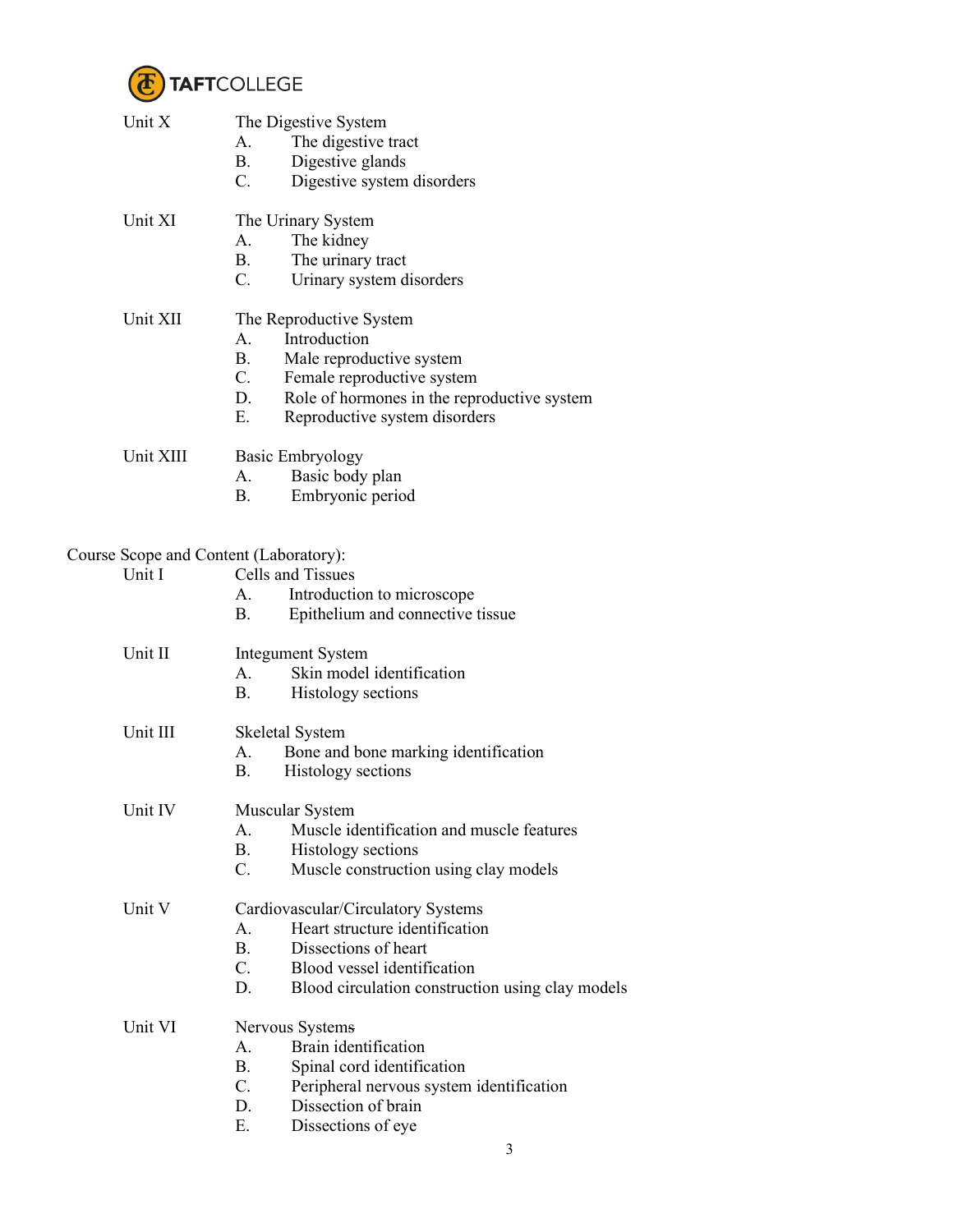Unit X The Digestive System
- A. The digestive tract
- B. Digestive glands
- C. Digestive system disorders

Unit XI The Urinary System
- A. The kidney
- B. The urinary tract
- C. Urinary system disorders

Unit XII The Reproductive System
- A. Introduction
- B. Male reproductive system
- C. Female reproductive system
- D. Role of hormones in the reproductive system
- E. Reproductive system disorders

Unit XIII Basic Embryology
- A. Basic body plan
- B. Embryonic period

Course Scope and Content (Laboratory):

Unit I Cells and Tissues
- A. Introduction to microscope
- B. Epithelium and connective tissue

Unit II Integument System
- A. Skin model identification
- B. Histology sections

Unit III Skeletal System
- A. Bone and bone marking identification
- B. Histology sections

Unit IV Muscular System
- A. Muscle identification and muscle features
- B. Histology sections
- C. Muscle construction using clay models

Unit V Cardiovascular/Circulatory Systems
- A. Heart structure identification
- B. Dissections of heart
- C. Blood vessel identification
- D. Blood circulation construction using clay models

Unit VI Nervous Systems
- A. Brain identification
- B. Spinal cord identification
- C. Peripheral nervous system identification
- D. Dissection of brain
- E. Dissections of eye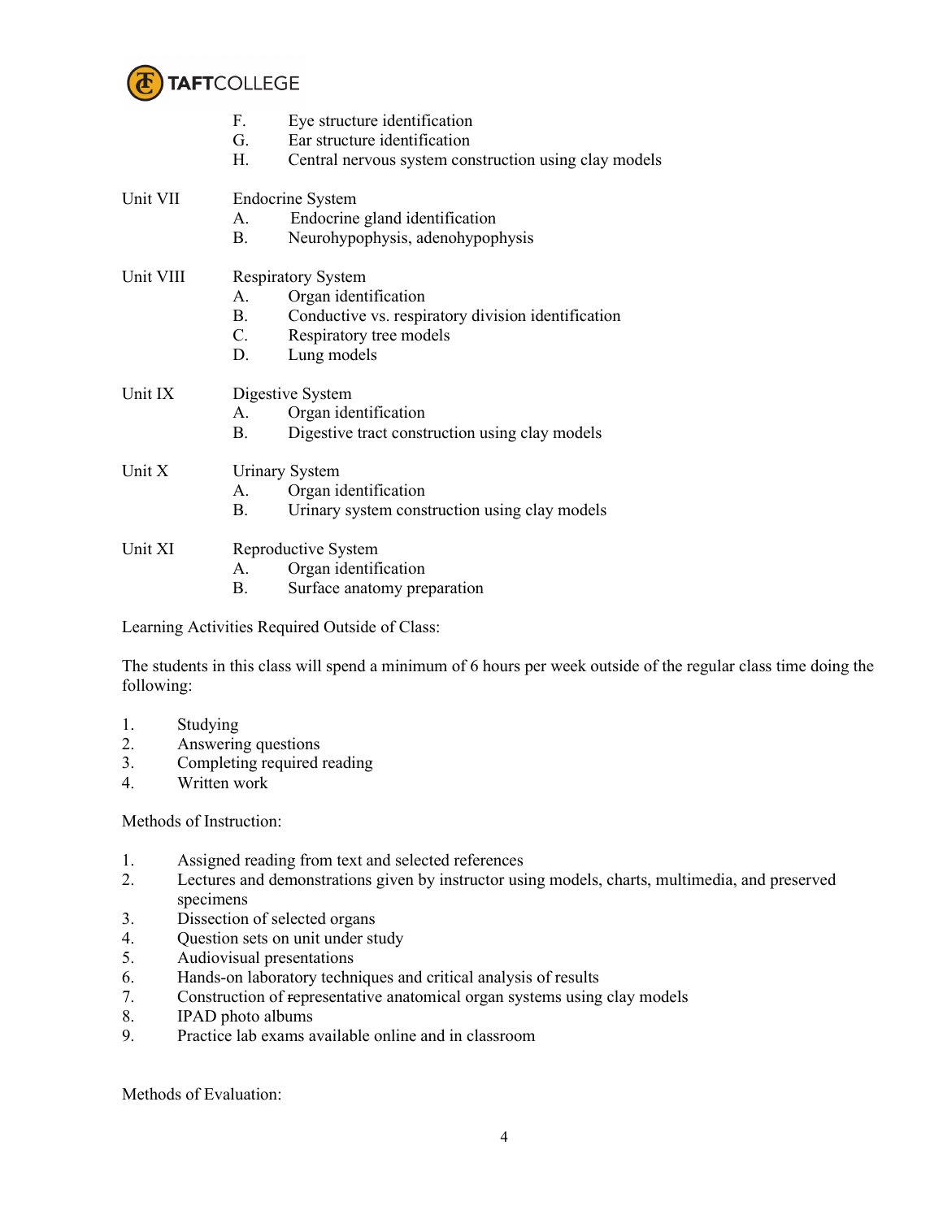F. Eye structure identification
G. Ear structure identification
H. Central nervous system construction using clay models

Unit VII Endocrine System
A. Endocrine gland identification
B. Neurohypophysis, adenohypophysis

Unit VIII Respiratory System
A. Organ identification
B. Conductive vs. respiratory division identification
C. Respiratory tree models
D. Lung models

Unit IX Digestive System
A. Organ identification
B. Digestive tract construction using clay models

Unit X Urinary System
A. Organ identification
B. Urinary system construction using clay models

Unit XI Reproductive System
A. Organ identification
B. Surface anatomy preparation

Learning Activities Required Outside of Class:

The students in this class will spend a minimum of 6 hours per week outside of the regular class time doing the following:

1. Studying
2. Answering questions
3. Completing required reading
4. Written work

Methods of Instruction:

1. Assigned reading from text and selected references
2. Lectures and demonstrations given by instructor using models, charts, multimedia, and preserved specimens
3. Dissection of selected organs
4. Question sets on unit under study
5. Audiovisual presentations
6. Hands-on laboratory techniques and critical analysis of results
7. Construction of representative anatomical organ systems using clay models
8. IPAD photo albums
9. Practice lab exams available online and in classroom

Methods of Evaluation: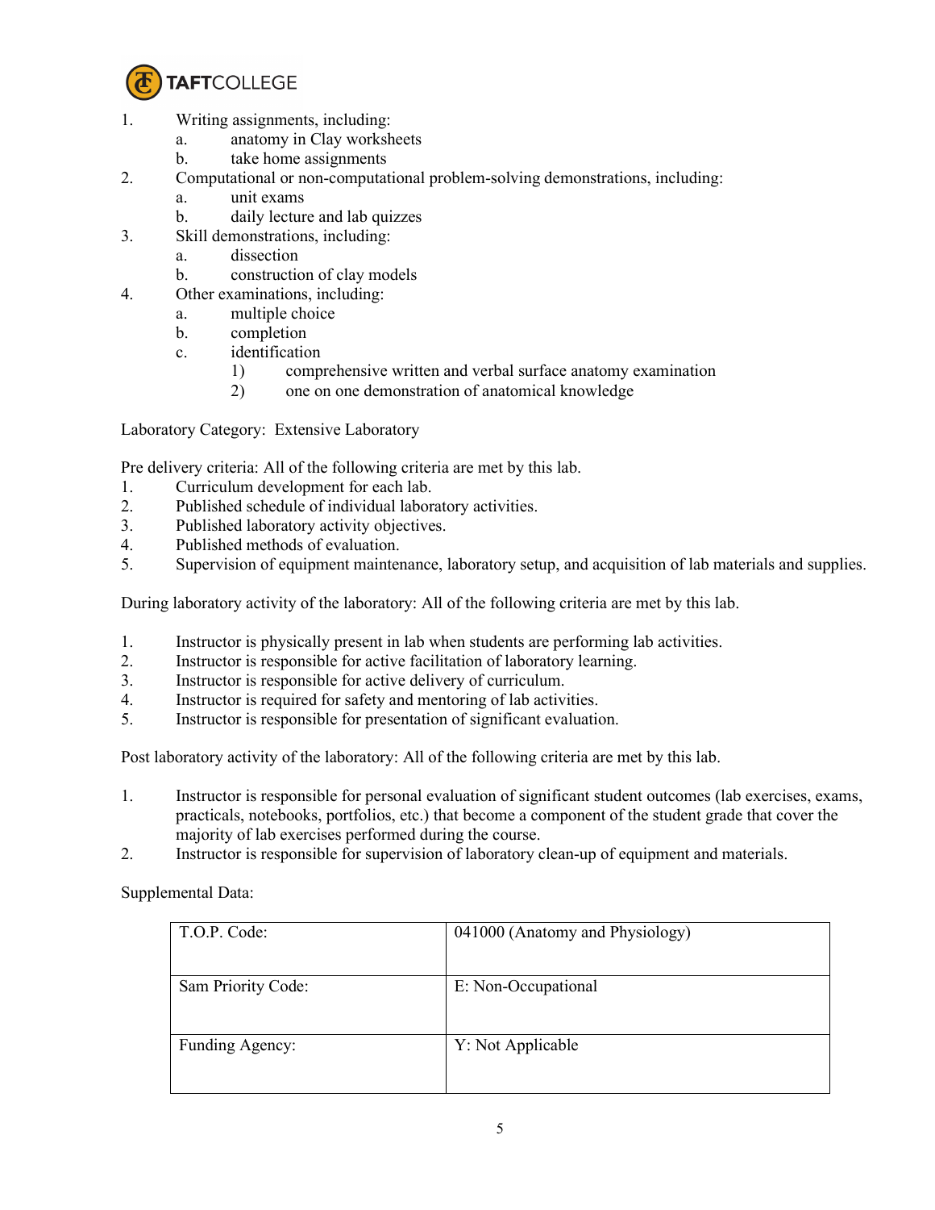1. Writing assignments, including:
   a. anatomy in Clay worksheets
   b. take home assignments
2. Computational or non-computational problem-solving demonstrations, including:
   a. unit exams
   b. daily lecture and lab quizzes
3. Skill demonstrations, including:
   a. dissection
   b. construction of clay models
4. Other examinations, including:
   a. multiple choice
   b. completion
   c. identification
      1) comprehensive written and verbal surface anatomy examination
      2) one on one demonstration of anatomical knowledge

Laboratory Category: Extensive Laboratory

Pre delivery criteria: All of the following criteria are met by this lab.

1. Curriculum development for each lab.
2. Published schedule of individual laboratory activities.
3. Published laboratory activity objectives.
4. Published methods of evaluation.
5. Supervision of equipment maintenance, laboratory setup, and acquisition of lab materials and supplies.

During laboratory activity of the laboratory: All of the following criteria are met by this lab.

1. Instructor is physically present in lab when students are performing lab activities.
2. Instructor is responsible for active facilitation of laboratory learning.
3. Instructor is responsible for active delivery of curriculum.
4. Instructor is required for safety and mentoring of lab activities.
5. Instructor is responsible for presentation of significant evaluation.

Post laboratory activity of the laboratory: All of the following criteria are met by this lab.

1. Instructor is responsible for personal evaluation of significant student outcomes (lab exercises, exams, practicals, notebooks, portfolios, etc.) that become a component of the student grade that cover the majority of lab exercises performed during the course.
2. Instructor is responsible for supervision of laboratory clean-up of equipment and materials.

Supplemental Data:

| | |
|---|---|
| T.O.P. Code: | 041000 (Anatomy and Physiology) |
| Sam Priority Code: | E: Non-Occupational |
| Funding Agency: | Y: Not Applicable |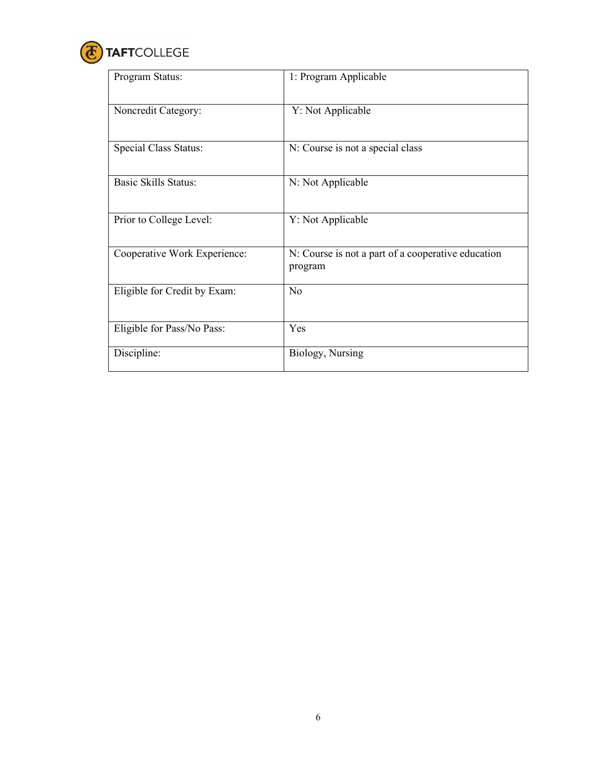| | |
|---|---|
| Program Status: | 1: Program Applicable |
| Noncredit Category: | Y: Not Applicable |
| Special Class Status: | N: Course is not a special class |
| Basic Skills Status: | N: Not Applicable |
| Prior to College Level: | Y: Not Applicable |
| Cooperative Work Experience: | N: Course is not a part of a cooperative education program |
| Eligible for Credit by Exam: | No |
| Eligible for Pass/No Pass: | Yes |
| Discipline: | Biology, Nursing |